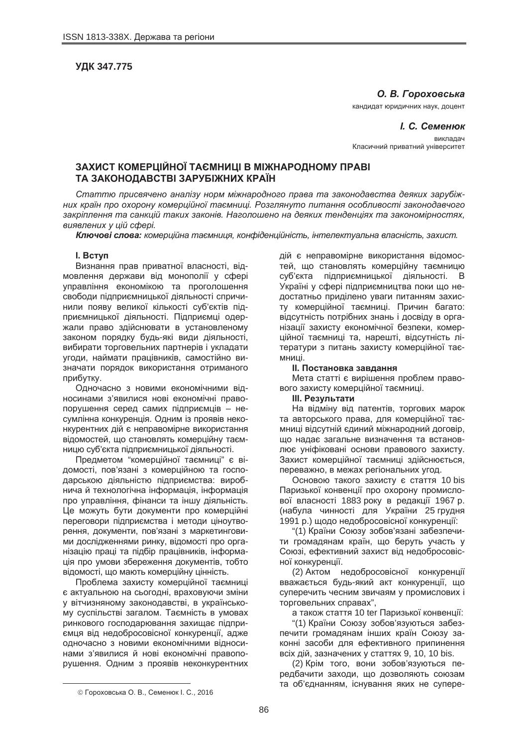**УДК 347.775**

***О. В. Гороховська***

кандидат юридичних наук, доцент

***І. С. Семенюк***

викладач
Класичний приватний університет

# ЗАХИСТ КОМЕРЦІЙНОЇ ТАЄМНИЦІ В МІЖНАРОДНОМУ ПРАВІ ТА ЗАКОНОДАВСТВІ ЗАРУБІЖНИХ КРАЇН

*Статтю присвячено аналізу норм міжнародного права та законодавства деяких зарубіжних країн про охорону комерційної таємниці. Розглянуто питання особливості законодавчого закріплення та санкцій таких законів. Наголошено на деяких тенденціях та закономірностях, виявлених у цій сфері.*

***Ключові слова:*** *комерційна таємниця, конфіденційність, інтелектуальна власність, захист.*

## І. Вступ

Визнання прав приватної власності, відмовлення держави від монополії у сфері управління економікою та проголошення свободи підприємницької діяльності спричинили появу великої кількості суб'єктів підприємницької діяльності. Підприємці одержали право здійснювати в установленому законом порядку будь-які види діяльності, вибирати торговельних партнерів і укладати угоди, наймати працівників, самостійно визначати порядок використання отриманого прибутку.

Одночасно з новими економічними відносинами з'явилися нові економічні правопорушення серед самих підприємців – несумлінна конкуренція. Одним із проявів неконкурентних дій є неправомірне використання відомостей, що становлять комерційну таємницю суб'єкта підприємницької діяльності.

Предметом "комерційної таємниці" є відомості, пов'язані з комерційною та господарською діяльністю підприємства: виробнича й технологічна інформація, інформація про управління, фінанси та іншу діяльність. Це можуть бути документи про комерційні переговори підприємства і методи ціноутворення, документи, пов'язані з маркетинговими дослідженнями ринку, відомості про організацію праці та підбір працівників, інформація про умови збереження документів, тобто відомості, що мають комерційну цінність.

Проблема захисту комерційної таємниці є актуальною на сьогодні, враховуючи зміни у вітчизняному законодавстві, в українському суспільстві загалом. Таємність в умовах ринкового господарювання захищає підприємця від недобросовісної конкуренції, адже одночасно з новими економічними відносинами з'явилися й нові економічні правопорушення. Одним з проявів неконкурентних дій є неправомірне використання відомостей, що становлять комерційну таємницю суб'єкта підприємницької діяльності. В Україні у сфері підприємництва поки що недостатньо приділено уваги питанням захисту комерційної таємниці. Причин багато: відсутність потрібних знань і досвіду в організації захисту економічної безпеки, комерційної таємниці та, нарешті, відсутність літератури з питань захисту комерційної таємниці.

## ІІ. Постановка завдання

Мета статті є вирішення проблем правового захисту комерційної таємниці.

## ІІІ. Результати

На відміну від патентів, торгових марок та авторського права, для комерційної таємниці відсутній єдиний міжнародний договір, що надає загальне визначення та встановлює уніфіковані основи правового захисту. Захист комерційної таємниці здійснюється, переважно, в межах регіональних угод.

Основою такого захисту є стаття 10 bis Паризької конвенції про охорону промислової власності 1883 року в редакції 1967 р. (набула чинності для України 25 грудня 1991 р.) щодо недобросовісної конкуренції:

"(1) Країни Союзу зобов'язані забезпечити громадянам країн, що беруть участь у Союзі, ефективний захист від недобросовісної конкуренції.

(2) Актом недобросовісної конкуренції вважається будь-який акт конкуренції, що суперечить чесним звичаям у промислових і торговельних справах",

а також стаття 10 ter Паризької конвенції:

"(1) Країни Союзу зобов'язуються забезпечити громадянам інших країн Союзу законні засоби для ефективного припинення всіх дій, зазначених у статтях 9, 10, 10 bis.

(2) Крім того, вони зобов'язуються передбачити заходи, що дозволяють союзам та об'єднанням, існування яких не супере-

---

© Гороховська О. В., Семенюк І. С., 2016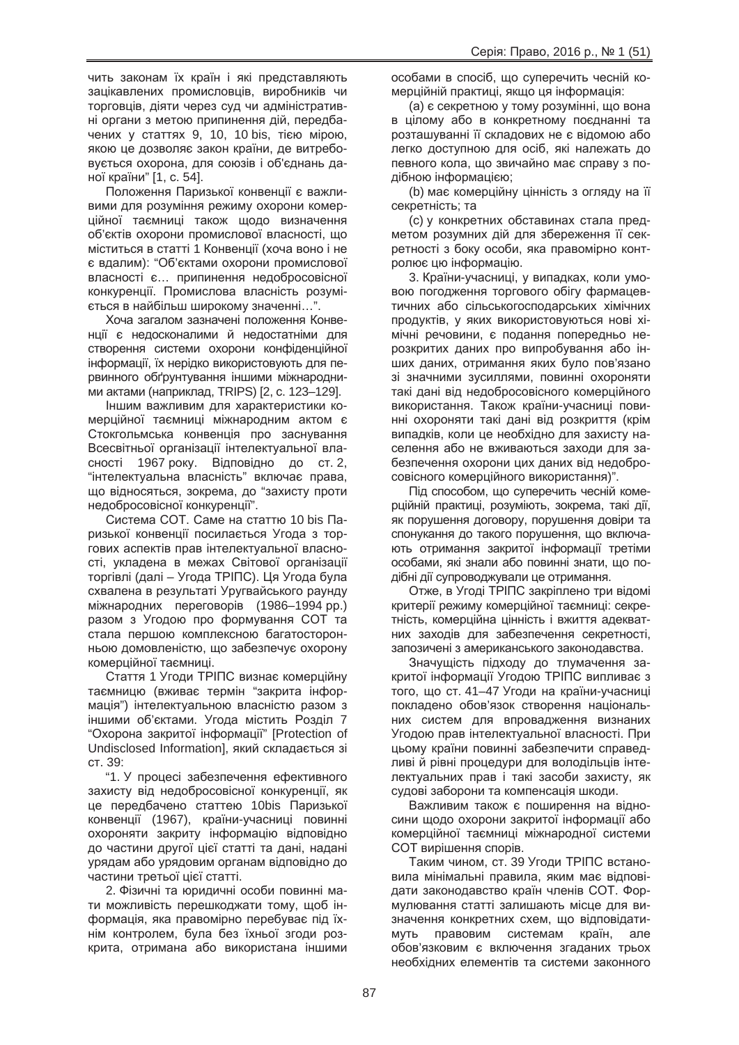чить законам їх країн і які представляють зацікавлених промисловців, виробників чи торговців, діяти через суд чи адміністративні органи з метою припинення дій, передбачених у статтях 9, 10, 10 bis, тією мірою, якою це дозволяє закон країни, де витребовується охорона, для союзів і об'єднань даної країни" [1, с. 54].

Положення Паризької конвенції є важливими для розуміння режиму охорони комерційної таємниці також щодо визначення об'єктів охорони промислової власності, що міститься в статті 1 Конвенції (хоча воно і не є вдалим): "Об'єктами охорони промислової власності є… припинення недобросовісної конкуренції. Промислова власність розуміється в найбільш широкому значенні…".

Хоча загалом зазначені положення Конвенції є недосконалими й недостатніми для створення системи охорони конфіденційної інформації, їх нерідко використовують для первинного обґрунтування іншими міжнародними актами (наприклад, TRIPS) [2, с. 123–129].

Іншим важливим для характеристики комерційної таємниці міжнародним актом є Стокгольмська конвенція про заснування Всесвітньої організації інтелектуальної власності 1967 року. Відповідно до ст. 2, "інтелектуальна власність" включає права, що відносяться, зокрема, до "захисту проти недобросовісної конкуренції".

Система СОТ. Саме на статтю 10 bis Паризької конвенції посилається Угода з торгових аспектів прав інтелектуальної власності, укладена в межах Світової організації торгівлі (далі – Угода ТРІПС). Ця Угода була схвалена в результаті Уругвайського раунду міжнародних переговорів (1986–1994 рр.) разом з Угодою про формування СОТ та стала першою комплексною багатосторонньою домовленістю, що забезпечує охорону комерційної таємниці.

Стаття 1 Угоди ТРІПС визнає комерційну таємницю (вживає термін "закрита інформація") інтелектуальною власністю разом з іншими об'єктами. Угода містить Розділ 7 "Охорона закритої інформації" [Protection of Undisclosed Information], який складається зі ст. 39:

"1. У процесі забезпечення ефективного захисту від недобросовісної конкуренції, як це передбачено статтею 10bis Паризької конвенції (1967), країни-учасниці повинні охороняти закриту інформацію відповідно до частини другої цієї статті та дані, надані урядам або урядовим органам відповідно до частини третьої цієї статті.

2. Фізичні та юридичні особи повинні мати можливість перешкоджати тому, щоб інформація, яка правомірно перебуває під їхнім контролем, була без їхньої згоди розкрита, отримана або використана іншими особами в спосіб, що суперечить чесній комерційній практиці, якщо ця інформація:

(a) є секретною у тому розумінні, що вона в цілому або в конкретному поєднанні та розташуванні її складових не є відомою або легко доступною для осіб, які належать до певного кола, що звичайно має справу з подібною інформацією;

(b) має комерційну цінність з огляду на її секретність; та

(c) у конкретних обставинах стала предметом розумних дій для збереження її секретності з боку особи, яка правомірно контролює цю інформацію.

3. Країни-учасниці, у випадках, коли умовою погодження торгового обігу фармацевтичних або сільськогосподарських хімічних продуктів, у яких використовуються нові хімічні речовини, є подання попередньо нерозкритих даних про випробування або інших даних, отримання яких було пов'язано зі значними зусиллями, повинні охороняти такі дані від недобросовісного комерційного використання. Також країни-учасниці повинні охороняти такі дані від розкриття (крім випадків, коли це необхідно для захисту населення або не вживаються заходи для забезпечення охорони цих даних від недобросовісного комерційного використання)".

Під способом, що суперечить чесній комерційній практиці, розуміють, зокрема, такі дії, як порушення договору, порушення довіри та спонукання до такого порушення, що включають отримання закритої інформації третіми особами, які знали або повинні знати, що подібні дії супроводжували це отримання.

Отже, в Угоді ТРІПС закріплено три відомі критерії режиму комерційної таємниці: секретність, комерційна цінність і вжиття адекватних заходів для забезпечення секретності, запозичені з американського законодавства.

Значущість підходу до тлумачення закритої інформації Угодою ТРІПС випливає з того, що ст. 41–47 Угоди на країни-учасниці покладено обов'язок створення національних систем для впровадження визнаних Угодою прав інтелектуальної власності. При цьому країни повинні забезпечити справедливі й рівні процедури для володільців інтелектуальних прав і такі засоби захисту, як судові заборони та компенсація шкоди.

Важливим також є поширення на відносини щодо охорони закритої інформації або комерційної таємниці міжнародної системи СОТ вирішення спорів.

Таким чином, ст. 39 Угоди ТРІПС встановила мінімальні правила, яким має відповідати законодавство країн членів СОТ. Формулювання статті залишають місце для визначення конкретних схем, що відповідатимуть правовим системам країн, але обов'язковим є включення згаданих трьох необхідних елементів та системи законного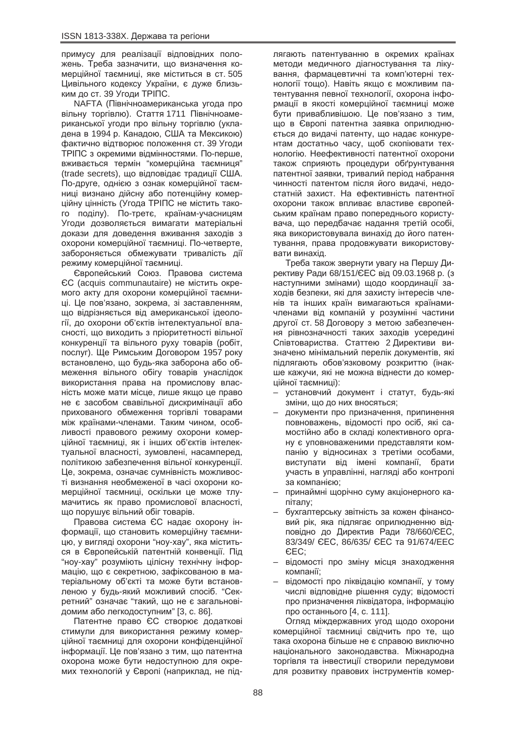примусу для реалізації відповідних положень. Треба зазначити, що визначення комерційної таємниці, яке міститься в ст. 505 Цивільного кодексу України, є дуже близьким до ст. 39 Угоди ТРІПС.

NAFTA (Північноамериканська угода про вільну торгівлю). Стаття 1711 Північноамериканської угоди про вільну торгівлю (укладена в 1994 р. Канадою, США та Мексикою) фактично відтворює положення ст. 39 Угоди ТРІПС з окремими відмінностями. По-перше, вживається термін "комерційна таємниця" (trade secrets), що відповідає традиції США. По-друге, однією з ознак комерційної таємниці визнано дійсну або потенційну комерційну цінність (Угода ТРІПС не містить такого поділу). По-третє, країнам-учасницям Угоди дозволяється вимагати матеріальні докази для доведення вживання заходів з охорони комерційної таємниці. По-четверте, забороняється обмежувати тривалість дії режиму комерційної таємниці.

Європейський Союз. Правова система ЄС (acquis communautaire) не містить окремого акту для охорони комерційної таємниці. Це пов'язано, зокрема, зі заставленням, що відрізняється від американської ідеології, до охорони об'єктів інтелектуальної власності, що виходить з пріоритетності вільної конкуренції та вільного руху товарів (робіт, послуг). Ще Римським Договором 1957 року встановлено, що будь-яка заборона або обмеження вільного обігу товарів унаслідок використання права на промислову власність може мати місце, лише якщо це право не є засобом свавільної дискримінації або прихованого обмеження торгівлі товарами між країнами-членами. Таким чином, особливості правового режиму охорони комерційної таємниці, як і інших об'єктів інтелектуальної власності, зумовлені, насамперед, політикою забезпечення вільної конкуренції. Це, зокрема, означає сумнівність можливості визнання необмеженої в часі охорони комерційної таємниці, оскільки це може тлумачитись як право промислової власності, що порушує вільний обіг товарів.

Правова система ЄС надає охорону інформації, що становить комерційну таємницю, у вигляді охорони "ноу-хау", яка міститься в Європейській патентній конвенції. Під "ноу-хау" розуміють цілісну технічну інформацію, що є секретною, зафіксованою в матеріальному об'єкті та може бути встановленою у будь-який можливий спосіб. "Секретний" означає "такий, що не є загальновідомим або легкодоступним" [3, с. 86].

Патентне право ЄС створює додаткові стимули для використання режиму комерційної таємниці для охорони конфіденційної інформації. Це пов'язано з тим, що патентна охорона може бути недоступною для окремих технологій у Європі (наприклад, не підлягають патентуванню в окремих країнах методи медичного діагностування та лікування, фармацевтичні та комп'ютерні технології тощо). Навіть якщо є можливим патентування певної технології, охорона інформації в якості комерційної таємниці може бути привабливішою. Це пов'язано з тим, що в Європі патентна заявка оприлюднюється до видачі патенту, що надає конкурентам достатньо часу, щоб скопіювати технологію. Неефективності патентної охорони також сприяють процедури обґрунтування патентної заявки, тривалий період набрання чинності патентом після його видачі, недостатній захист. На ефективність патентної охорони також впливає властиве європейським країнам право попереднього користувача, що передбачає надання третій особі, яка використовувала винахід до його патентування, права продовжувати використовувати винахід.

Треба також звернути увагу на Першу Директиву Ради 68/151/ЄЕС від 09.03.1968 р. (з наступними змінами) щодо координації заходів безпеки, які для захисту інтересів членів та інших країн вимагаються країнами-членами від компаній у розумінні частини другої ст. 58 Договору з метою забезпечення рівнозначності таких заходів усередині Співтовариства. Статтею 2 Директиви визначено мінімальний перелік документів, які підлягають обов'язковому розкриттю (інакше кажучи, які не можна віднести до комерційної таємниці):

- установчий документ і статут, будь-які зміни, що до них вносяться;
- документи про призначення, припинення повноважень, відомості про осіб, які самостійно або в складі колективного органу є уповноваженими представляти компанію у відносинах з третіми особами, виступати від імені компанії, брати участь в управлінні, нагляді або контролі за компанією;
- принаймні щорічно суму акціонерного капіталу;
- бухгалтерську звітність за кожен фінансовий рік, яка підлягає оприлюдненню відповідно до Директив Ради 78/660/ЄЕС, 83/349/ ЄЕС, 86/635/ ЄЕС та 91/674/ЕЕС ЄЕС;
- відомості про зміну місця знаходження компанії;
- відомості про ліквідацію компанії, у тому числі відповідне рішення суду; відомості про призначення ліквідатора, інформацію про останнього [4, с. 111].

Огляд міждержавних угод щодо охорони комерційної таємниці свідчить про те, що така охорона більше не є справою виключно національного законодавства. Міжнародна торгівля та інвестиції створили передумови для розвитку правових інструментів комер-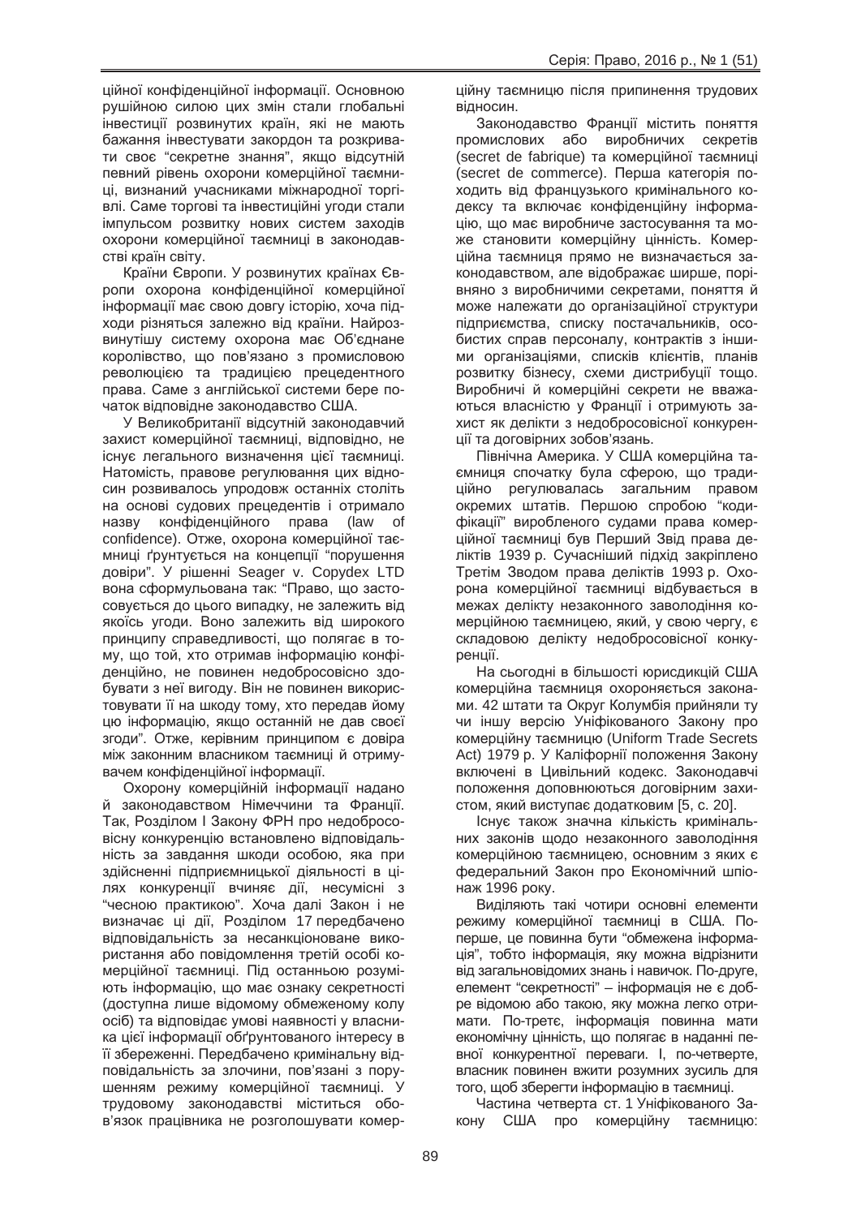ційної конфіденційної інформації. Основною рушійною силою цих змін стали глобальні інвестиції розвинутих країн, які не мають бажання інвестувати закордон та розкривати своє "секретне знання", якщо відсутній певний рівень охорони комерційної таємниці, визнаний учасниками міжнародної торгівлі. Саме торгові та інвестиційні угоди стали імпульсом розвитку нових систем заходів охорони комерційної таємниці в законодавстві країн світу.

Країни Європи. У розвинутих країнах Європи охорона конфіденційної комерційної інформації має свою довгу історію, хоча підходи різняться залежно від країни. Найрозвинутішу систему охорона має Об'єднане королівство, що пов'язано з промисловою революцією та традицією прецедентного права. Саме з англійської системи бере початок відповідне законодавство США.

У Великобританії відсутній законодавчий захист комерційної таємниці, відповідно, не існує легального визначення цієї таємниці. Натомість, правове регулювання цих відносин розвивалось упродовж останніх століть на основі судових прецедентів і отримало назву конфіденційного права (law of confidence). Отже, охорона комерційної таємниці ґрунтується на концепції "порушення довіри". У рішенні Seager v. Copydex LTD вона сформульована так: "Право, що застосовується до цього випадку, не залежить від якоїсь угоди. Воно залежить від широкого принципу справедливості, що полягає в тому, що той, хто отримав інформацію конфіденційно, не повинен недобросовісно здобувати з неї вигоду. Він не повинен використовувати її на шкоду тому, хто передав йому цю інформацію, якщо останній не дав своєї згоди". Отже, керівним принципом є довіра між законним власником таємниці й отримувачем конфіденційної інформації.

Охорону комерційній інформації надано й законодавством Німеччини та Франції. Так, Розділом I Закону ФРН про недобросовісну конкуренцію встановлено відповідальність за завдання шкоди особою, яка при здійсненні підприємницької діяльності в цілях конкуренції вчиняє дії, несумісні з "чесною практикою". Хоча далі Закон і не визначає ці дії, Розділом 17 передбачено відповідальність за несанкціоноване використання або повідомлення третій особі комерційної таємниці. Під останньою розуміють інформацію, що має ознаку секретності (доступна лише відомому обмеженому колу осіб) та відповідає умові наявності у власника цієї інформації обґрунтованого інтересу в її збереженні. Передбачено кримінальну відповідальність за злочини, пов'язані з порушенням режиму комерційної таємниці. У трудовому законодавстві міститься обов'язок працівника не розголошувати комерційну таємницю після припинення трудових відносин.

Законодавство Франції містить поняття промислових або виробничих секретів (secret de fabrique) та комерційної таємниці (secret de commerce). Перша категорія походить від французького кримінального кодексу та включає конфіденційну інформацію, що має виробниче застосування та може становити комерційну цінність. Комерційна таємниця прямо не визначається законодавством, але відображає ширше, порівняно з виробничими секретами, поняття й може належати до організаційної структури підприємства, списку постачальників, особистих справ персоналу, контрактів з іншими організаціями, списків клієнтів, планів розвитку бізнесу, схеми дистрибуції тощо. Виробничі й комерційні секрети не вважаються власністю у Франції і отримують захист як делікти з недобросовісної конкуренції та договірних зобов'язань.

Північна Америка. У США комерційна таємниця спочатку була сферою, що традиційно регулювалась загальним правом окремих штатів. Першою спробою "кодифікації" виробленого судами права комерційної таємниці був Перший Звід права деліктів 1939 р. Сучасніший підхід закріплено Третім Зводом права деліктів 1993 р. Охорона комерційної таємниці відбувається в межах делікту незаконного заволодіння комерційною таємницею, який, у свою чергу, є складовою делікту недобросовісної конкуренції.

На сьогодні в більшості юрисдикцій США комерційна таємниця охороняється законами. 42 штати та Округ Колумбія прийняли ту чи іншу версію Уніфікованого Закону про комерційну таємницю (Uniform Trade Secrets Act) 1979 р. У Каліфорнії положення Закону включені в Цивільний кодекс. Законодавчі положення доповнюються договірним захистом, який виступає додатковим [5, с. 20].

Існує також значна кількість кримінальних законів щодо незаконного заволодіння комерційною таємницею, основним з яких є федеральний Закон про Економічний шпіонаж 1996 року.

Виділяють такі чотири основні елементи режиму комерційної таємниці в США. Поперше, це повинна бути "обмежена інформація", тобто інформація, яку можна відрізнити від загальновідомих знань і навичок. По-друге, елемент "секретності" – інформація не є добре відомою або такою, яку можна легко отримати. По-третє, інформація повинна мати економічну цінність, що полягає в наданні певної конкурентної переваги. І, по-четверте, власник повинен вжити розумних зусиль для того, щоб зберегти інформацію в таємниці.

Частина четверта ст. 1 Уніфікованого Закону США про комерційну таємницю: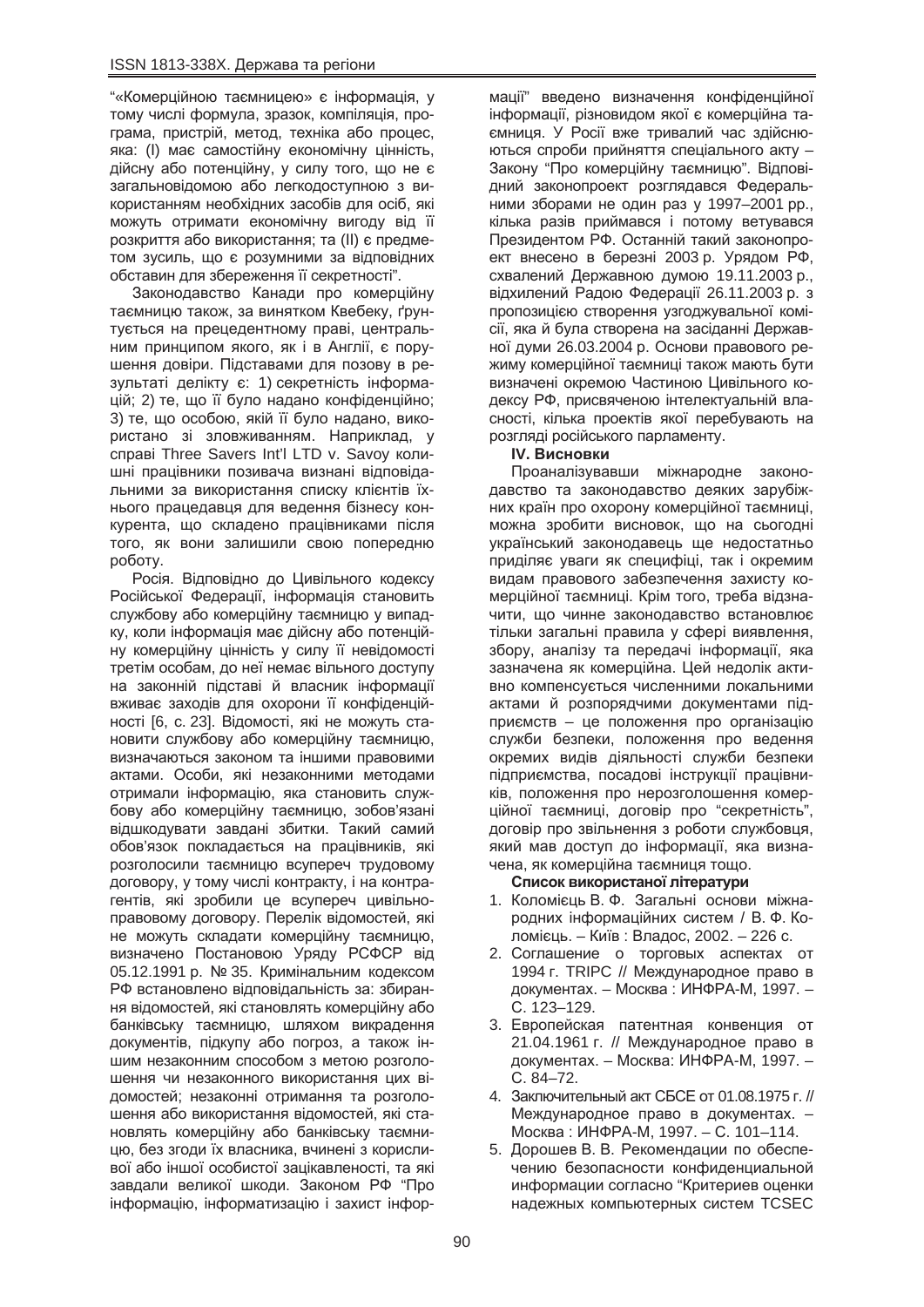"«Комерційною таємницею» є інформація, у тому числі формула, зразок, компіляція, програма, пристрій, метод, техніка або процес, яка: (I) має самостійну економічну цінність, дійсну або потенційну, у силу того, що не є загальновідомою або легкодоступною з використанням необхідних засобів для осіб, які можуть отримати економічну вигоду від її розкриття або використання; та (II) є предметом зусиль, що є розумними за відповідних обставин для збереження її секретності".

Законодавство Канади про комерційну таємницю також, за винятком Квебеку, ґрунтується на прецедентному праві, центральним принципом якого, як і в Англії, є порушення довіри. Підставами для позову в результаті делікту є: 1) секретність інформацій; 2) те, що її було надано конфіденційно; 3) те, що особою, якій її було надано, використано зі зловживанням. Наприклад, у справі Three Savers Int'l LTD v. Savoy колишні працівники позивача визнані відповідальними за використання списку клієнтів їхнього працедавця для ведення бізнесу конкурента, що складено працівниками після того, як вони залишили свою попередню роботу.

Росія. Відповідно до Цивільного кодексу Російської Федерації, інформація становить службову або комерційну таємницю у випадку, коли інформація має дійсну або потенційну комерційну цінність у силу її невідомості третім особам, до неї немає вільного доступу на законній підставі й власник інформації вживає заходів для охорони її конфіденційності [6, с. 23]. Відомості, які не можуть становити службову або комерційну таємницю, визначаються законом та іншими правовими актами. Особи, які незаконними методами отримали інформацію, яка становить службову або комерційну таємницю, зобов'язані відшкодувати завдані збитки. Такий самий обов'язок покладається на працівників, які розголосили таємницю всупереч трудовому договору, у тому числі контракту, і на контрагентів, які зробили це всупереч цивільно-правовому договору. Перелік відомостей, які не можуть складати комерційну таємницю, визначено Постановою Уряду РСФСР від 05.12.1991 р. № 35. Кримінальним кодексом РФ встановлено відповідальність за: збирання відомостей, які становлять комерційну або банківську таємницю, шляхом викрадення документів, підкупу або погроз, а також іншим незаконним способом з метою розголошення чи незаконного використання цих відомостей; незаконні отримання та розголошення або використання відомостей, які становлять комерційну або банківську таємницю, без згоди їх власника, вчинені з корисливої або іншої особистої зацікавленості, та які завдали великої шкоди. Законом РФ "Про інформацію, інформатизацію і захист інформації" введено визначення конфіденційної інформації, різновидом якої є комерційна таємниця. У Росії вже тривалий час здійснюються спроби прийняття спеціального акту – Закону "Про комерційну таємницю". Відповідний законопроект розглядався Федеральними зборами не один раз у 1997–2001 рр., кілька разів приймався і потому ветувався Президентом РФ. Останній такий законопроект внесено в березні 2003 р. Урядом РФ, схвалений Державною думою 19.11.2003 р., відхилений Радою Федерації 26.11.2003 р. з пропозицією створення узгоджувальної комісії, яка й була створена на засіданні Державної думи 26.03.2004 р. Основи правового режиму комерційної таємниці також мають бути визначені окремою Частиною Цивільного кодексу РФ, присвяченою інтелектуальній власності, кілька проектів якої перебувають на розгляді російського парламенту.

### IV. Висновки

Проаналізувавши міжнародне законодавство та законодавство деяких зарубіжних країн про охорону комерційної таємниці, можна зробити висновок, що на сьогодні український законодавець ще недостатньо приділяє уваги як специфіці, так і окремим видам правового забезпечення захисту комерційної таємниці. Крім того, треба відзначити, що чинне законодавство встановлює тільки загальні правила у сфері виявлення, збору, аналізу та передачі інформації, яка зазначена як комерційна. Цей недолік активно компенсується численними локальними актами й розпорядчими документами підприємств – це положення про організацію служби безпеки, положення про ведення окремих видів діяльності служби безпеки підприємства, посадові інструкції працівників, положення про нерозголошення комерційної таємниці, договір про "секретність", договір про звільнення з роботи службовця, який мав доступ до інформації, яка визначена, як комерційна таємниця тощо.

**Список використаної літератури**

1. Коломієць В. Ф. Загальні основи міжнародних інформаційних систем / В. Ф. Коломієць. – Київ : Владос, 2002. – 226 с.
2. Соглашение о торговых аспектах от 1994 г. TRIPC // Международное право в документах. – Москва : ИНФРА-М, 1997. – С. 123–129.
3. Европейская патентная конвенция от 21.04.1961 г. // Международное право в документах. – Москва: ИНФРА-М, 1997. – С. 84–72.
4. Заключительный акт СБСЕ от 01.08.1975 г. // Международное право в документах. – Москва : ИНФРА-М, 1997. – С. 101–114.
5. Дорошев В. В. Рекомендации по обеспечению безопасности конфиденциальной информации согласно "Критериев оценки надежных компьютерных систем TCSEC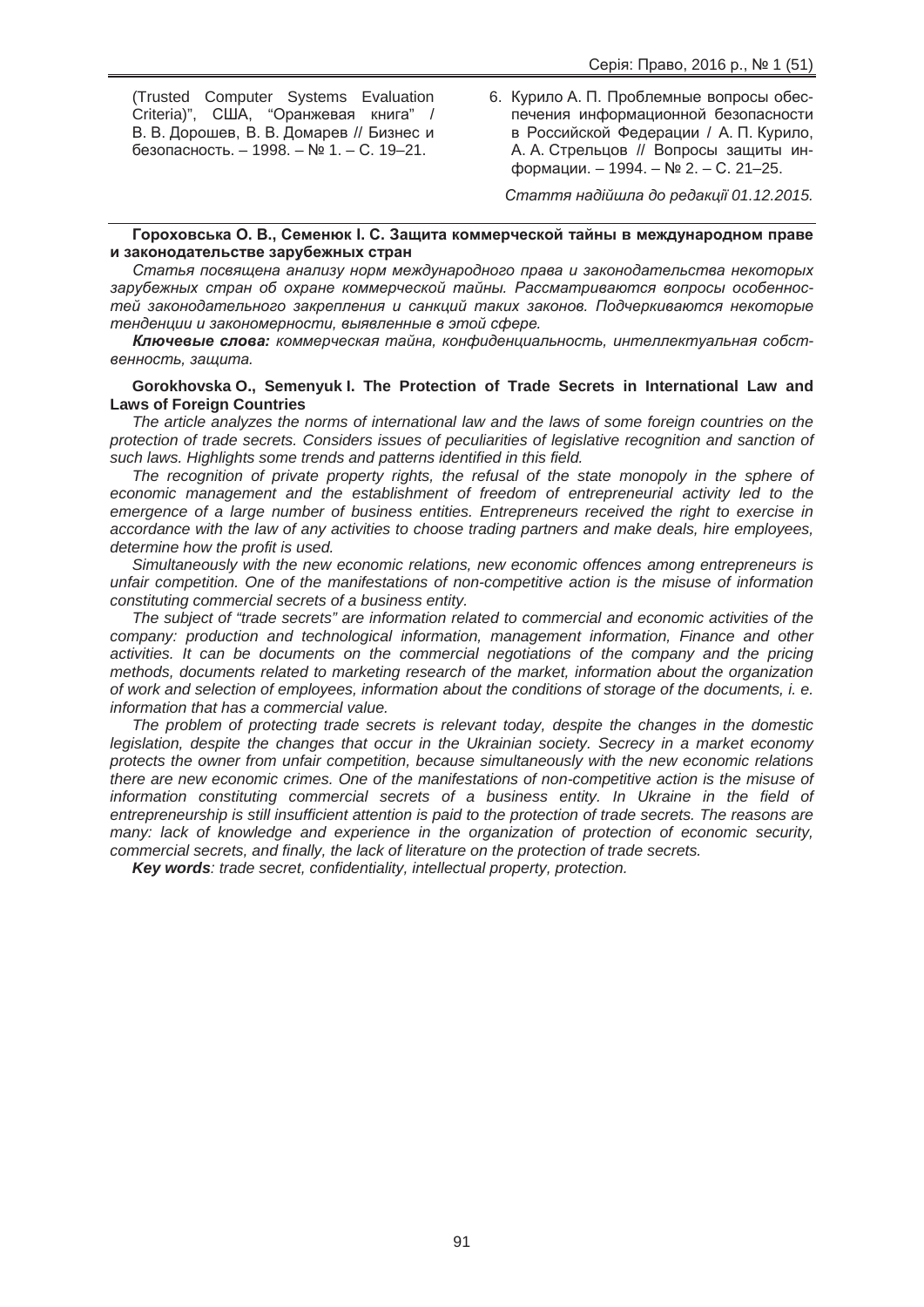(Trusted Computer Systems Evaluation Criteria)", США, "Оранжевая книга" / В. В. Дорошев, В. В. Домарев // Бизнес и безопасность. – 1998. – № 1. – С. 19–21.

6. Курило А. П. Проблемные вопросы обеспечения информационной безопасности в Российской Федерации / А. П. Курило, А. А. Стрельцов // Вопросы защиты информации. – 1994. – № 2. – С. 21–25.

*Стаття надійшла до редакції 01.12.2015.*

---

**Гороховська О. В., Семенюк І. С. Защита коммерческой тайны в международном праве и законодательстве зарубежных стран**

*Статья посвящена анализу норм международного права и законодательства некоторых зарубежных стран об охране коммерческой тайны. Рассматриваются вопросы особенностей законодательного закрепления и санкций таких законов. Подчеркиваются некоторые тенденции и закономерности, выявленные в этой сфере.*

***Ключевые слова:*** *коммерческая тайна, конфиденциальность, интеллектуальная собственность, защита.*

**Gorokhovska O., Semenyuk I. The Protection of Trade Secrets in International Law and Laws of Foreign Countries**

*The article analyzes the norms of international law and the laws of some foreign countries on the protection of trade secrets. Considers issues of peculiarities of legislative recognition and sanction of such laws. Highlights some trends and patterns identified in this field.*

*The recognition of private property rights, the refusal of the state monopoly in the sphere of economic management and the establishment of freedom of entrepreneurial activity led to the emergence of a large number of business entities. Entrepreneurs received the right to exercise in accordance with the law of any activities to choose trading partners and make deals, hire employees, determine how the profit is used.*

*Simultaneously with the new economic relations, new economic offences among entrepreneurs is unfair competition. One of the manifestations of non-competitive action is the misuse of information constituting commercial secrets of a business entity.*

*The subject of "trade secrets" are information related to commercial and economic activities of the company: production and technological information, management information, Finance and other activities. It can be documents on the commercial negotiations of the company and the pricing methods, documents related to marketing research of the market, information about the organization of work and selection of employees, information about the conditions of storage of the documents, i. e. information that has a commercial value.*

*The problem of protecting trade secrets is relevant today, despite the changes in the domestic legislation, despite the changes that occur in the Ukrainian society. Secrecy in a market economy protects the owner from unfair competition, because simultaneously with the new economic relations there are new economic crimes. One of the manifestations of non-competitive action is the misuse of information constituting commercial secrets of a business entity. In Ukraine in the field of entrepreneurship is still insufficient attention is paid to the protection of trade secrets. The reasons are many: lack of knowledge and experience in the organization of protection of economic security, commercial secrets, and finally, the lack of literature on the protection of trade secrets.*

***Key words****: trade secret, confidentiality, intellectual property, protection.*